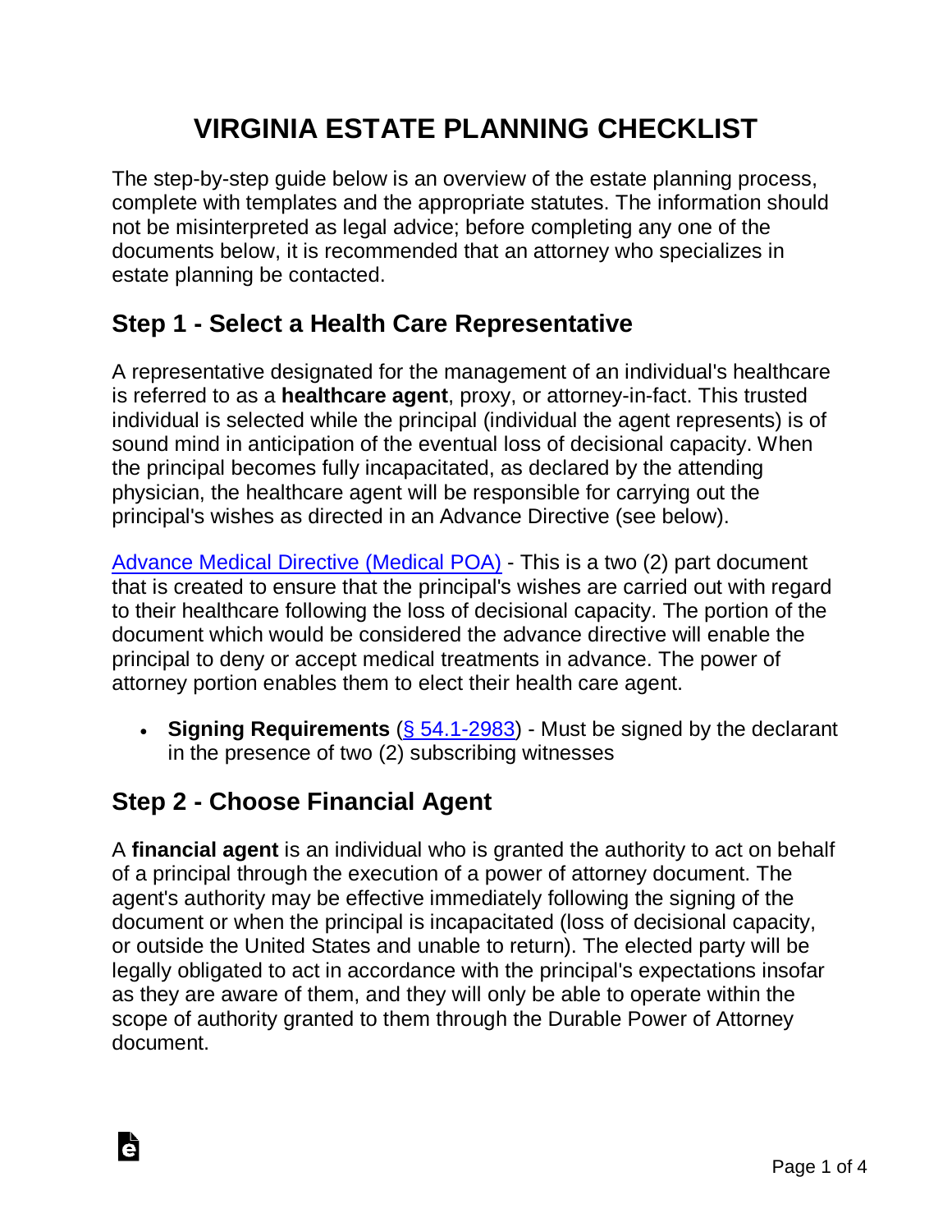# VIRGINIA ESTATE PLANNING CHECKLIST

The step-by-step guide below is an overview of the estate planning process, complete with templates and the appropriate statutes. The information should not be misinterpreted as legal advice; before completing any one of the documents below, it is recommended that an attorney who specializes in estate planning be contacted.

## Step 1 - Select a Health Care Representative

A representative designated for the management of an individual's healthcare is referred to as a **healthcare agent**, proxy, or attorney-in-fact. This trusted individual is selected while the principal (individual the agent represents) is of sound mind in anticipation of the eventual loss of decisional capacity. When the principal becomes fully incapacitated, as declared by the attending physician, the healthcare agent will be responsible for carrying out the principal's wishes as directed in an Advance Directive (see below).

Advance Medical Directive (Medical POA) - This is a two (2) part document that is created to ensure that the principal's wishes are carried out with regard to their healthcare following the loss of decisional capacity. The portion of the document which would be considered the advance directive will enable the principal to deny or accept medical treatments in advance. The power of attorney portion enables them to elect their health care agent.

- **Signing Requirements** (§ 54.1-2983) - Must be signed by the declarant in the presence of two (2) subscribing witnesses

## Step 2 - Choose Financial Agent

A **financial agent** is an individual who is granted the authority to act on behalf of a principal through the execution of a power of attorney document. The agent's authority may be effective immediately following the signing of the document or when the principal is incapacitated (loss of decisional capacity, or outside the United States and unable to return). The elected party will be legally obligated to act in accordance with the principal's expectations insofar as they are aware of them, and they will only be able to operate within the scope of authority granted to them through the Durable Power of Attorney document.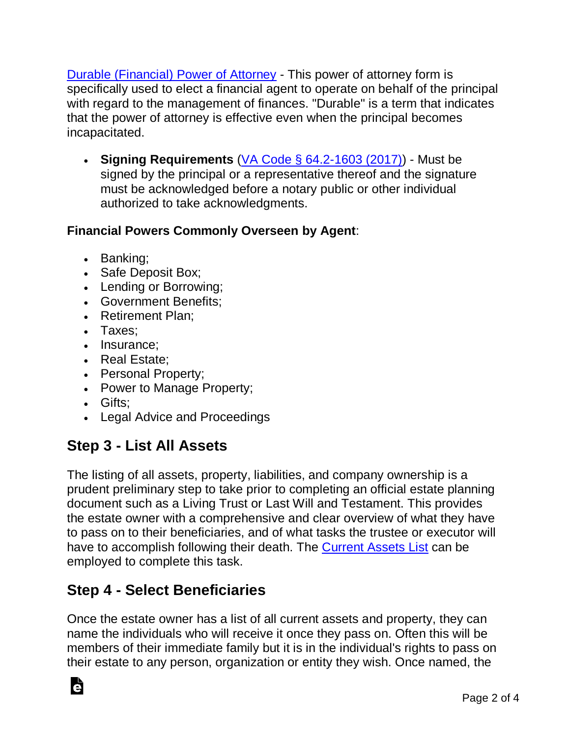Durable (Financial) Power of Attorney - This power of attorney form is specifically used to elect a financial agent to operate on behalf of the principal with regard to the management of finances. "Durable" is a term that indicates that the power of attorney is effective even when the principal becomes incapacitated.

- **Signing Requirements** (VA Code § 64.2-1603 (2017)) - Must be signed by the principal or a representative thereof and the signature must be acknowledged before a notary public or other individual authorized to take acknowledgments.

**Financial Powers Commonly Overseen by Agent**:

- Banking;
- Safe Deposit Box;
- Lending or Borrowing;
- Government Benefits;
- Retirement Plan;
- Taxes;
- Insurance;
- Real Estate;
- Personal Property;
- Power to Manage Property;
- Gifts;
- Legal Advice and Proceedings

## Step 3 - List All Assets

The listing of all assets, property, liabilities, and company ownership is a prudent preliminary step to take prior to completing an official estate planning document such as a Living Trust or Last Will and Testament. This provides the estate owner with a comprehensive and clear overview of what they have to pass on to their beneficiaries, and of what tasks the trustee or executor will have to accomplish following their death. The Current Assets List can be employed to complete this task.

## Step 4 - Select Beneficiaries

Once the estate owner has a list of all current assets and property, they can name the individuals who will receive it once they pass on. Often this will be members of their immediate family but it is in the individual's rights to pass on their estate to any person, organization or entity they wish. Once named, the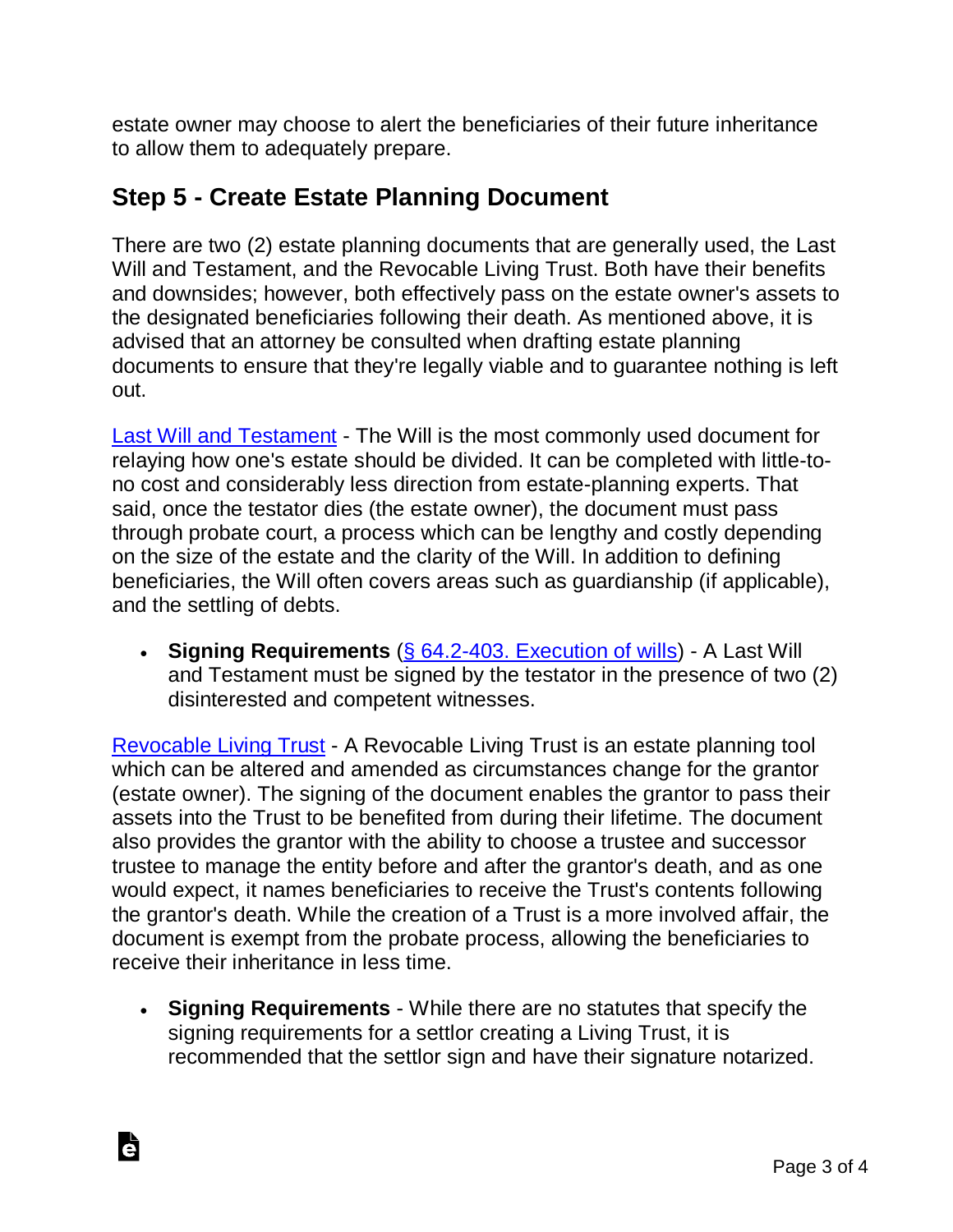estate owner may choose to alert the beneficiaries of their future inheritance to allow them to adequately prepare.

## Step 5 - Create Estate Planning Document

There are two (2) estate planning documents that are generally used, the Last Will and Testament, and the Revocable Living Trust. Both have their benefits and downsides; however, both effectively pass on the estate owner's assets to the designated beneficiaries following their death. As mentioned above, it is advised that an attorney be consulted when drafting estate planning documents to ensure that they're legally viable and to guarantee nothing is left out.

Last Will and Testament - The Will is the most commonly used document for relaying how one's estate should be divided. It can be completed with little-to-no cost and considerably less direction from estate-planning experts. That said, once the testator dies (the estate owner), the document must pass through probate court, a process which can be lengthy and costly depending on the size of the estate and the clarity of the Will. In addition to defining beneficiaries, the Will often covers areas such as guardianship (if applicable), and the settling of debts.

- **Signing Requirements** (§ 64.2-403. Execution of wills) - A Last Will and Testament must be signed by the testator in the presence of two (2) disinterested and competent witnesses.

Revocable Living Trust - A Revocable Living Trust is an estate planning tool which can be altered and amended as circumstances change for the grantor (estate owner). The signing of the document enables the grantor to pass their assets into the Trust to be benefited from during their lifetime. The document also provides the grantor with the ability to choose a trustee and successor trustee to manage the entity before and after the grantor's death, and as one would expect, it names beneficiaries to receive the Trust's contents following the grantor's death. While the creation of a Trust is a more involved affair, the document is exempt from the probate process, allowing the beneficiaries to receive their inheritance in less time.

- **Signing Requirements** - While there are no statutes that specify the signing requirements for a settlor creating a Living Trust, it is recommended that the settlor sign and have their signature notarized.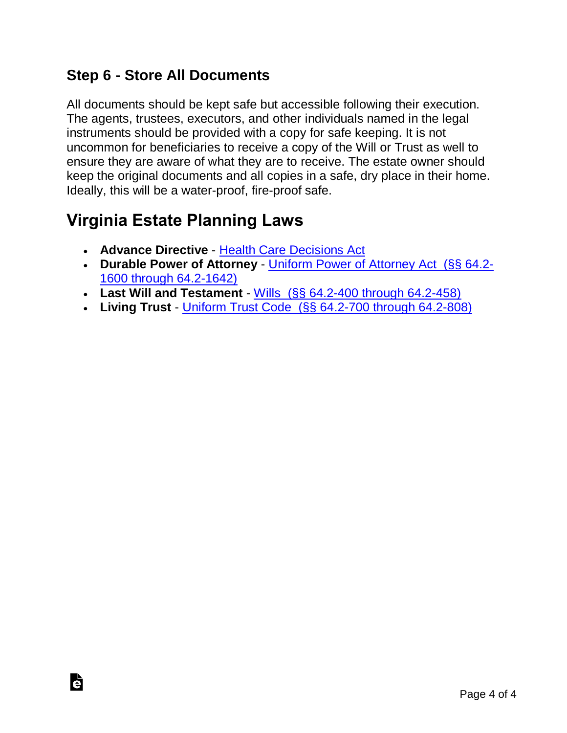### Step 6 - Store All Documents

All documents should be kept safe but accessible following their execution. The agents, trustees, executors, and other individuals named in the legal instruments should be provided with a copy for safe keeping. It is not uncommon for beneficiaries to receive a copy of the Will or Trust as well to ensure they are aware of what they are to receive. The estate owner should keep the original documents and all copies in a safe, dry place in their home. Ideally, this will be a water-proof, fire-proof safe.

## Virginia Estate Planning Laws

- **Advance Directive** - Health Care Decisions Act
- **Durable Power of Attorney** - Uniform Power of Attorney Act (§§ 64.2-1600 through 64.2-1642)
- **Last Will and Testament** - Wills (§§ 64.2-400 through 64.2-458)
- **Living Trust** - Uniform Trust Code (§§ 64.2-700 through 64.2-808)